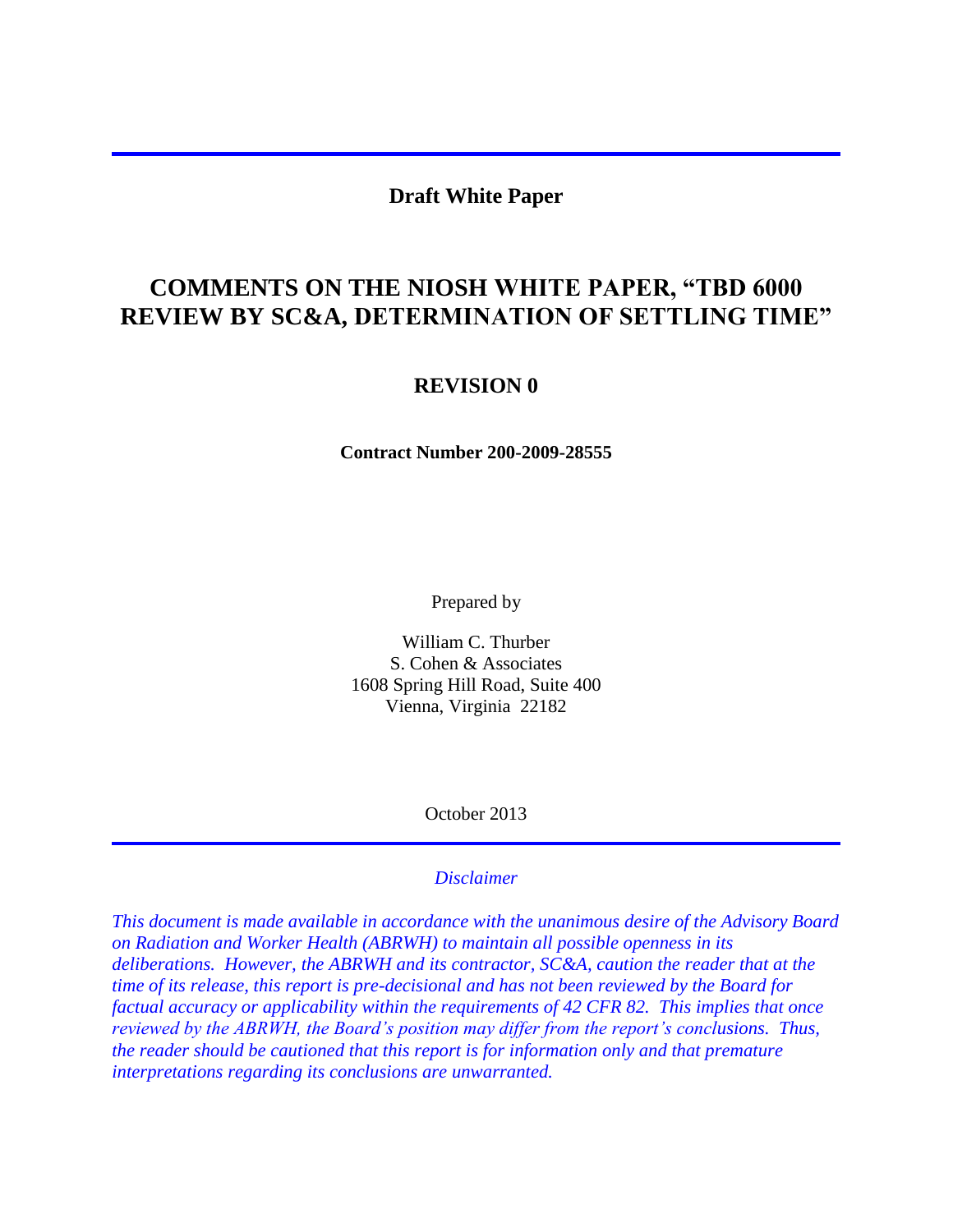**Draft White Paper**

# COMMENTS ON THE NIOSH WHITE PAPER, "TBD 6000 REVIEW BY SC&A, DETERMINATION OF SETTLING TIME"

## REVISION 0

**Contract Number 200-2009-28555**

Prepared by

William C. Thurber
S. Cohen & Associates
1608 Spring Hill Road, Suite 400
Vienna, Virginia 22182

October 2013

*Disclaimer*

*This document is made available in accordance with the unanimous desire of the Advisory Board on Radiation and Worker Health (ABRWH) to maintain all possible openness in its deliberations. However, the ABRWH and its contractor, SC&A, caution the reader that at the time of its release, this report is pre-decisional and has not been reviewed by the Board for factual accuracy or applicability within the requirements of 42 CFR 82. This implies that once reviewed by the ABRWH, the Board's position may differ from the report's conclusions. Thus, the reader should be cautioned that this report is for information only and that premature interpretations regarding its conclusions are unwarranted.*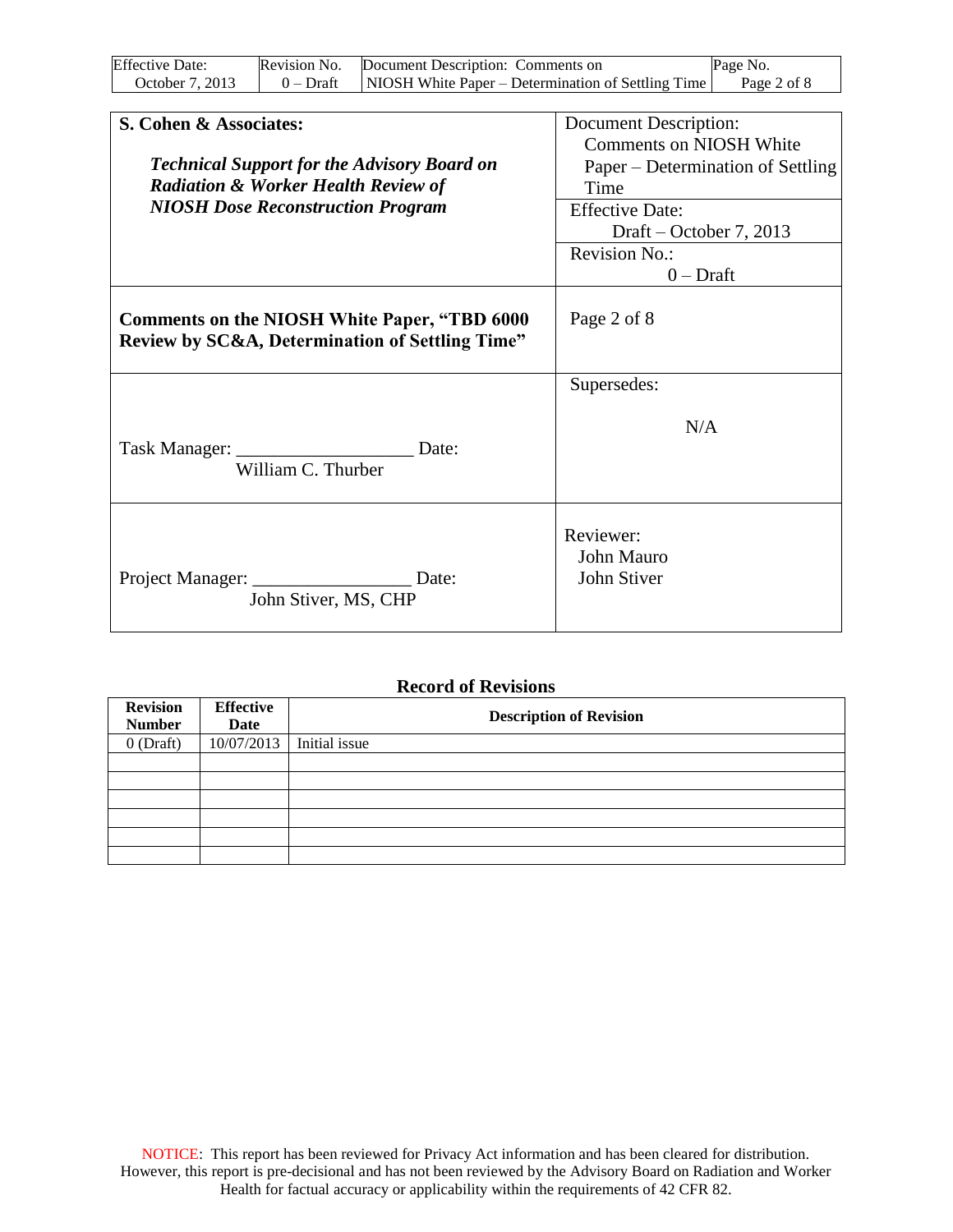| **S. Cohen & Associates:** | Document Description: Comments on NIOSH White Paper – Determination of Settling Time |
|---|---|
| ***Technical Support for the Advisory Board on Radiation & Worker Health Review of NIOSH Dose Reconstruction Program*** | Effective Date: Draft – October 7, 2013 |
| | Revision No.: 0 – Draft |
| **Comments on the NIOSH White Paper, "TBD 6000 Review by SC&A, Determination of Settling Time"** | Page 2 of 8 |
| Task Manager: ___________________ Date: William C. Thurber | Supersedes: N/A |
| Project Manager: _________________ Date: John Stiver, MS, CHP | Reviewer: John Mauro, John Stiver |

**Record of Revisions**

| Revision Number | Effective Date | Description of Revision |
|---|---|---|
| 0 (Draft) | 10/07/2013 | Initial issue |
| | | |
| | | |
| | | |
| | | |
| | | |
| | | |

NOTICE: This report has been reviewed for Privacy Act information and has been cleared for distribution. However, this report is pre-decisional and has not been reviewed by the Advisory Board on Radiation and Worker Health for factual accuracy or applicability within the requirements of 42 CFR 82.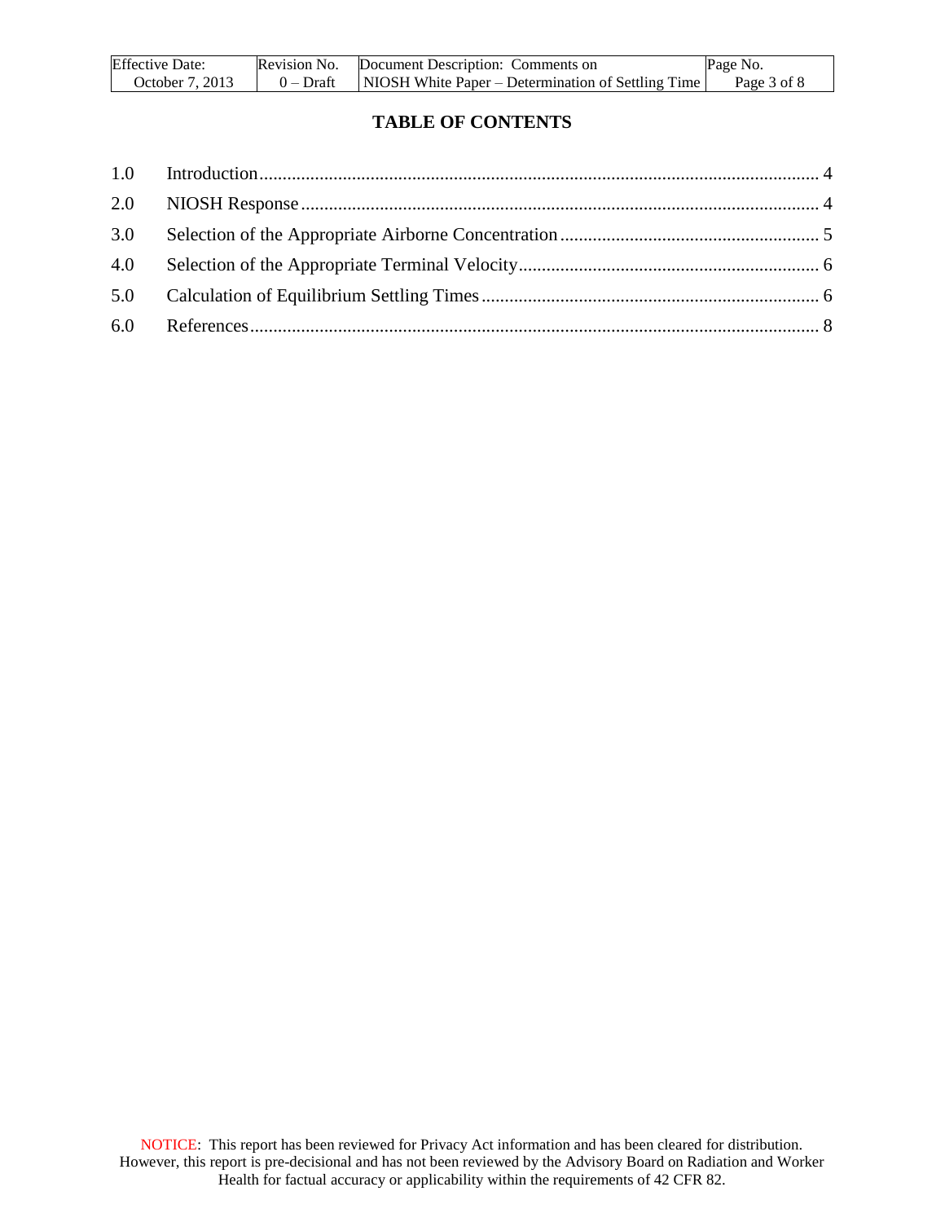# TABLE OF CONTENTS

1.0 Introduction ........................................................................................................................ 4

2.0 NIOSH Response ................................................................................................................ 4

3.0 Selection of the Appropriate Airborne Concentration ......................................................... 5

4.0 Selection of the Appropriate Terminal Velocity .................................................................. 6

5.0 Calculation of Equilibrium Settling Times .......................................................................... 6

6.0 References ........................................................................................................................... 8

NOTICE: This report has been reviewed for Privacy Act information and has been cleared for distribution. However, this report is pre-decisional and has not been reviewed by the Advisory Board on Radiation and Worker Health for factual accuracy or applicability within the requirements of 42 CFR 82.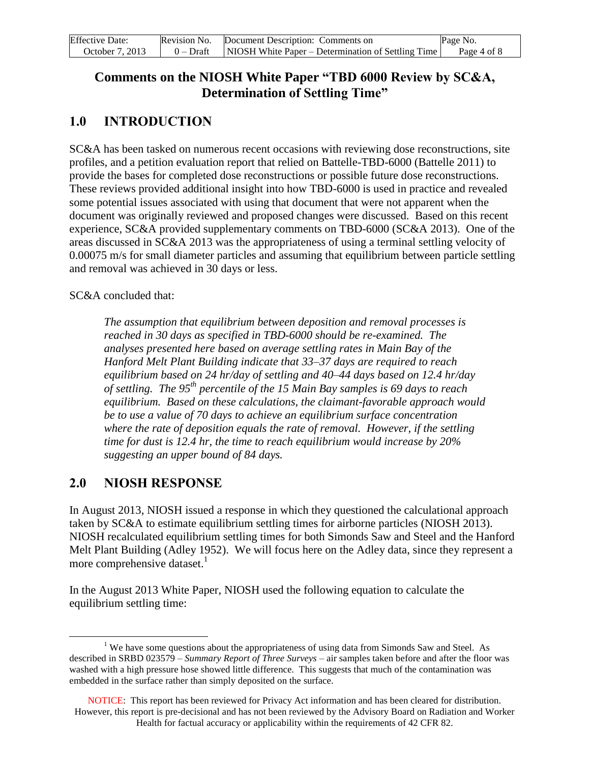# Comments on the NIOSH White Paper "TBD 6000 Review by SC&A, Determination of Settling Time"

## 1.0 INTRODUCTION

SC&A has been tasked on numerous recent occasions with reviewing dose reconstructions, site profiles, and a petition evaluation report that relied on Battelle-TBD-6000 (Battelle 2011) to provide the bases for completed dose reconstructions or possible future dose reconstructions. These reviews provided additional insight into how TBD-6000 is used in practice and revealed some potential issues associated with using that document that were not apparent when the document was originally reviewed and proposed changes were discussed. Based on this recent experience, SC&A provided supplementary comments on TBD-6000 (SC&A 2013). One of the areas discussed in SC&A 2013 was the appropriateness of using a terminal settling velocity of 0.00075 m/s for small diameter particles and assuming that equilibrium between particle settling and removal was achieved in 30 days or less.

SC&A concluded that:

> *The assumption that equilibrium between deposition and removal processes is reached in 30 days as specified in TBD-6000 should be re-examined. The analyses presented here based on average settling rates in Main Bay of the Hanford Melt Plant Building indicate that 33–37 days are required to reach equilibrium based on 24 hr/day of settling and 40–44 days based on 12.4 hr/day of settling. The 95$^{th}$ percentile of the 15 Main Bay samples is 69 days to reach equilibrium. Based on these calculations, the claimant-favorable approach would be to use a value of 70 days to achieve an equilibrium surface concentration where the rate of deposition equals the rate of removal. However, if the settling time for dust is 12.4 hr, the time to reach equilibrium would increase by 20% suggesting an upper bound of 84 days.*

## 2.0 NIOSH RESPONSE

In August 2013, NIOSH issued a response in which they questioned the calculational approach taken by SC&A to estimate equilibrium settling times for airborne particles (NIOSH 2013). NIOSH recalculated equilibrium settling times for both Simonds Saw and Steel and the Hanford Melt Plant Building (Adley 1952). We will focus here on the Adley data, since they represent a more comprehensive dataset.[1]

In the August 2013 White Paper, NIOSH used the following equation to calculate the equilibrium settling time:

[1] We have some questions about the appropriateness of using data from Simonds Saw and Steel. As described in SRBD 023579 – *Summary Report of Three Surveys* – air samples taken before and after the floor was washed with a high pressure hose showed little difference. This suggests that much of the contamination was embedded in the surface rather than simply deposited on the surface.

NOTICE: This report has been reviewed for Privacy Act information and has been cleared for distribution. However, this report is pre-decisional and has not been reviewed by the Advisory Board on Radiation and Worker Health for factual accuracy or applicability within the requirements of 42 CFR 82.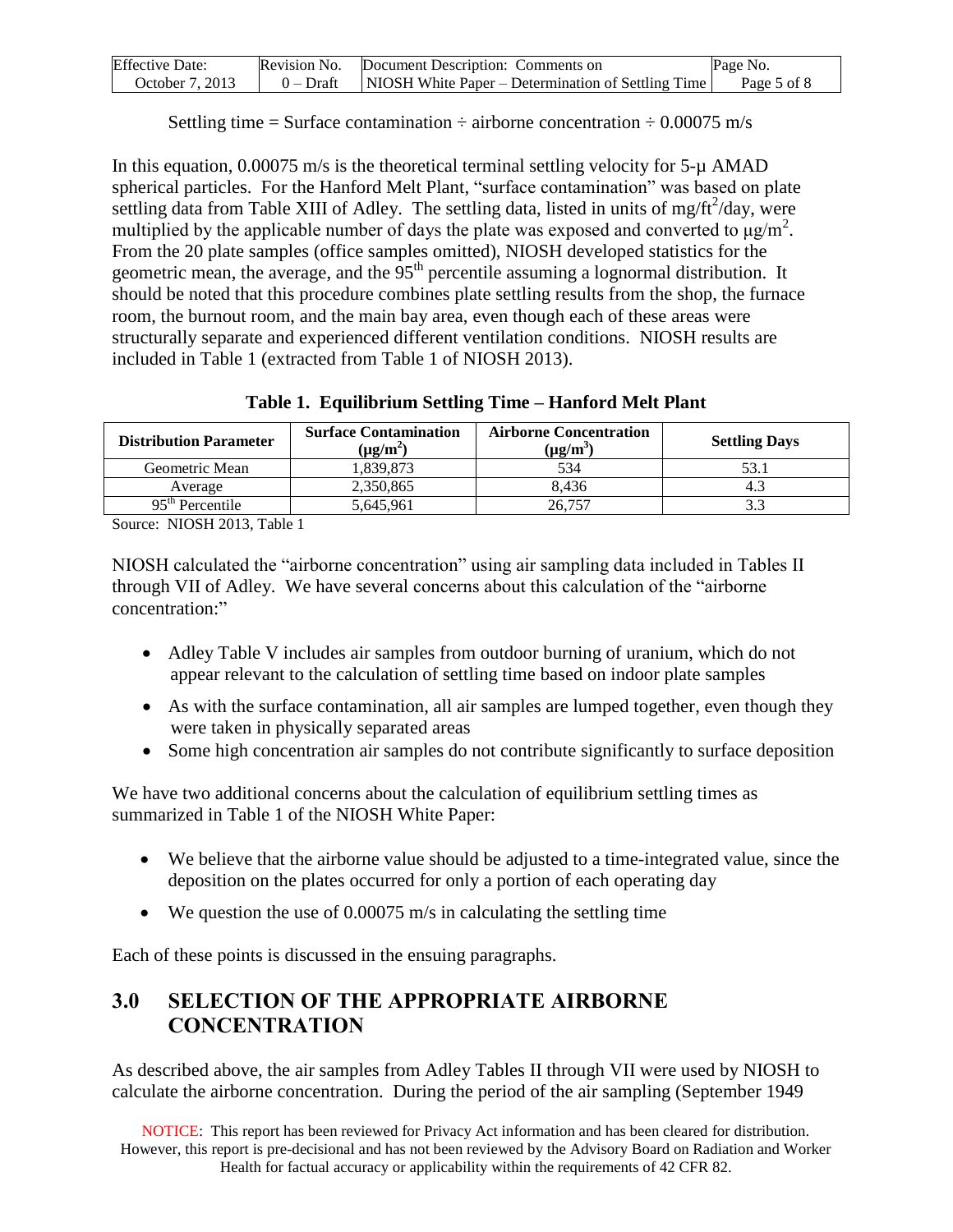Settling time = Surface contamination ÷ airborne concentration ÷ 0.00075 m/s

In this equation, 0.00075 m/s is the theoretical terminal settling velocity for 5-μ AMAD spherical particles. For the Hanford Melt Plant, "surface contamination" was based on plate settling data from Table XIII of Adley. The settling data, listed in units of $mg/ft^2/day$, were multiplied by the applicable number of days the plate was exposed and converted to $\mu g/m^2$. From the 20 plate samples (office samples omitted), NIOSH developed statistics for the geometric mean, the average, and the 95th percentile assuming a lognormal distribution. It should be noted that this procedure combines plate settling results from the shop, the furnace room, the burnout room, and the main bay area, even though each of these areas were structurally separate and experienced different ventilation conditions. NIOSH results are included in Table 1 (extracted from Table 1 of NIOSH 2013).

**Table 1. Equilibrium Settling Time – Hanford Melt Plant**

| Distribution Parameter | Surface Contamination ($\mu g/m^2$) | Airborne Concentration ($\mu g/m^3$) | Settling Days |
|---|---|---|---|
| Geometric Mean | 1,839,873 | 534 | 53.1 |
| Average | 2,350,865 | 8,436 | 4.3 |
| 95th Percentile | 5,645,961 | 26,757 | 3.3 |

Source: NIOSH 2013, Table 1

NIOSH calculated the "airborne concentration" using air sampling data included in Tables II through VII of Adley. We have several concerns about this calculation of the "airborne concentration:"

- Adley Table V includes air samples from outdoor burning of uranium, which do not appear relevant to the calculation of settling time based on indoor plate samples
- As with the surface contamination, all air samples are lumped together, even though they were taken in physically separated areas
- Some high concentration air samples do not contribute significantly to surface deposition

We have two additional concerns about the calculation of equilibrium settling times as summarized in Table 1 of the NIOSH White Paper:

- We believe that the airborne value should be adjusted to a time-integrated value, since the deposition on the plates occurred for only a portion of each operating day
- We question the use of 0.00075 m/s in calculating the settling time

Each of these points is discussed in the ensuing paragraphs.

## 3.0 SELECTION OF THE APPROPRIATE AIRBORNE CONCENTRATION

As described above, the air samples from Adley Tables II through VII were used by NIOSH to calculate the airborne concentration. During the period of the air sampling (September 1949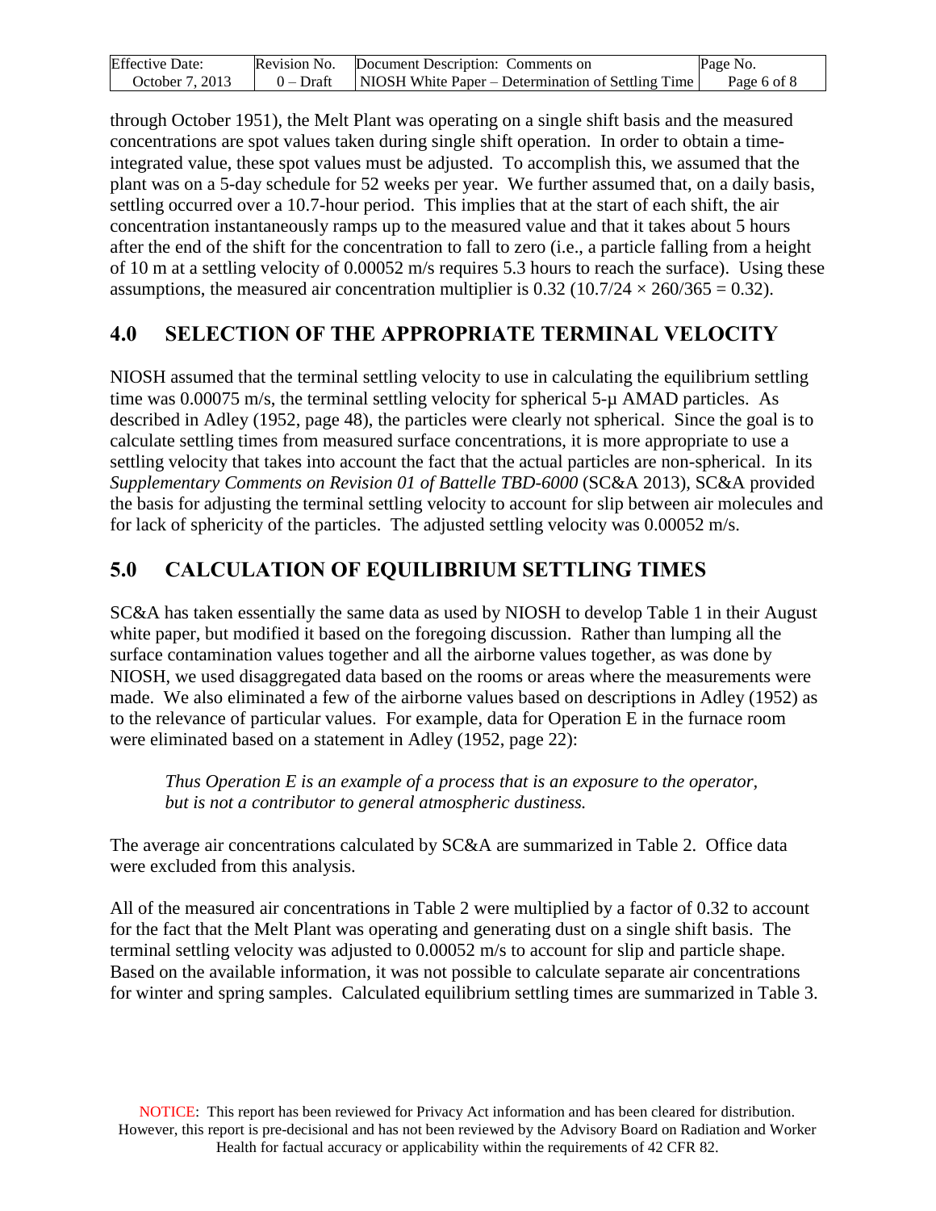through October 1951), the Melt Plant was operating on a single shift basis and the measured concentrations are spot values taken during single shift operation. In order to obtain a time-integrated value, these spot values must be adjusted. To accomplish this, we assumed that the plant was on a 5-day schedule for 52 weeks per year. We further assumed that, on a daily basis, settling occurred over a 10.7-hour period. This implies that at the start of each shift, the air concentration instantaneously ramps up to the measured value and that it takes about 5 hours after the end of the shift for the concentration to fall to zero (i.e., a particle falling from a height of 10 m at a settling velocity of 0.00052 m/s requires 5.3 hours to reach the surface). Using these assumptions, the measured air concentration multiplier is 0.32 ($10.7/24 \times 260/365 = 0.32$).

## 4.0 SELECTION OF THE APPROPRIATE TERMINAL VELOCITY

NIOSH assumed that the terminal settling velocity to use in calculating the equilibrium settling time was 0.00075 m/s, the terminal settling velocity for spherical 5-µ AMAD particles. As described in Adley (1952, page 48), the particles were clearly not spherical. Since the goal is to calculate settling times from measured surface concentrations, it is more appropriate to use a settling velocity that takes into account the fact that the actual particles are non-spherical. In its *Supplementary Comments on Revision 01 of Battelle TBD-6000* (SC&A 2013), SC&A provided the basis for adjusting the terminal settling velocity to account for slip between air molecules and for lack of sphericity of the particles. The adjusted settling velocity was 0.00052 m/s.

## 5.0 CALCULATION OF EQUILIBRIUM SETTLING TIMES

SC&A has taken essentially the same data as used by NIOSH to develop Table 1 in their August white paper, but modified it based on the foregoing discussion. Rather than lumping all the surface contamination values together and all the airborne values together, as was done by NIOSH, we used disaggregated data based on the rooms or areas where the measurements were made. We also eliminated a few of the airborne values based on descriptions in Adley (1952) as to the relevance of particular values. For example, data for Operation E in the furnace room were eliminated based on a statement in Adley (1952, page 22):

> *Thus Operation E is an example of a process that is an exposure to the operator, but is not a contributor to general atmospheric dustiness.*

The average air concentrations calculated by SC&A are summarized in Table 2. Office data were excluded from this analysis.

All of the measured air concentrations in Table 2 were multiplied by a factor of 0.32 to account for the fact that the Melt Plant was operating and generating dust on a single shift basis. The terminal settling velocity was adjusted to 0.00052 m/s to account for slip and particle shape. Based on the available information, it was not possible to calculate separate air concentrations for winter and spring samples. Calculated equilibrium settling times are summarized in Table 3.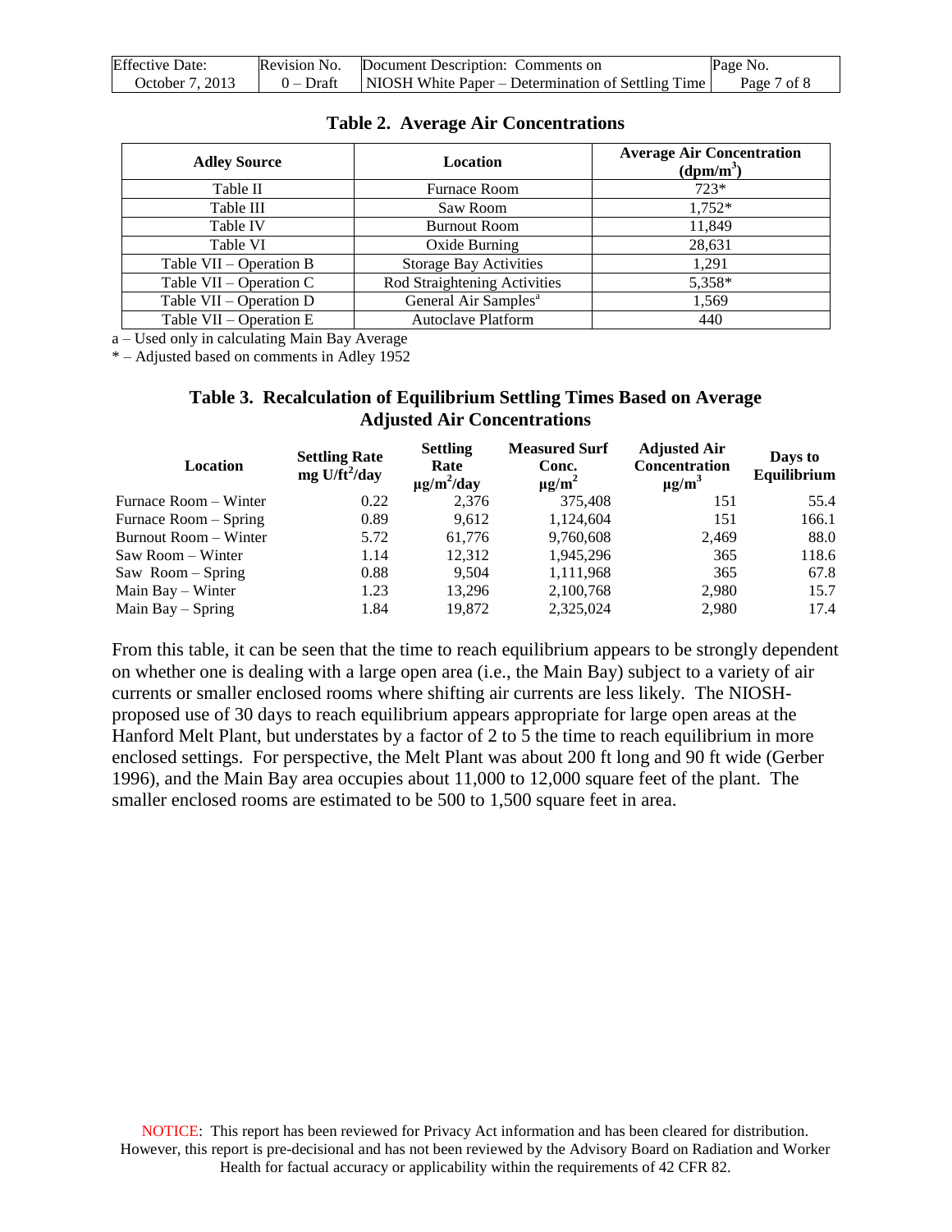**Table 2. Average Air Concentrations**

| Adley Source | Location | Average Air Concentration ($dpm/m^3$) |
|---|---|---|
| Table II | Furnace Room | 723* |
| Table III | Saw Room | 1,752* |
| Table IV | Burnout Room | 11,849 |
| Table VI | Oxide Burning | 28,631 |
| Table VII – Operation B | Storage Bay Activities | 1,291 |
| Table VII – Operation C | Rod Straightening Activities | 5,358* |
| Table VII – Operation D | General Air Samples[a] | 1,569 |
| Table VII – Operation E | Autoclave Platform | 440 |

a – Used only in calculating Main Bay Average

* – Adjusted based on comments in Adley 1952

**Table 3. Recalculation of Equilibrium Settling Times Based on Average Adjusted Air Concentrations**

| Location | Settling Rate mg $U/ft^2/day$ | Settling Rate $\mu g/m^2/day$ | Measured Surf Conc. $\mu g/m^2$ | Adjusted Air Concentration $\mu g/m^3$ | Days to Equilibrium |
|---|---|---|---|---|---|
| Furnace Room – Winter | 0.22 | 2,376 | 375,408 | 151 | 55.4 |
| Furnace Room – Spring | 0.89 | 9,612 | 1,124,604 | 151 | 166.1 |
| Burnout Room – Winter | 5.72 | 61,776 | 9,760,608 | 2,469 | 88.0 |
| Saw Room – Winter | 1.14 | 12,312 | 1,945,296 | 365 | 118.6 |
| Saw Room – Spring | 0.88 | 9,504 | 1,111,968 | 365 | 67.8 |
| Main Bay – Winter | 1.23 | 13,296 | 2,100,768 | 2,980 | 15.7 |
| Main Bay – Spring | 1.84 | 19,872 | 2,325,024 | 2,980 | 17.4 |

From this table, it can be seen that the time to reach equilibrium appears to be strongly dependent on whether one is dealing with a large open area (i.e., the Main Bay) subject to a variety of air currents or smaller enclosed rooms where shifting air currents are less likely. The NIOSH-proposed use of 30 days to reach equilibrium appears appropriate for large open areas at the Hanford Melt Plant, but understates by a factor of 2 to 5 the time to reach equilibrium in more enclosed settings. For perspective, the Melt Plant was about 200 ft long and 90 ft wide (Gerber 1996), and the Main Bay area occupies about 11,000 to 12,000 square feet of the plant. The smaller enclosed rooms are estimated to be 500 to 1,500 square feet in area.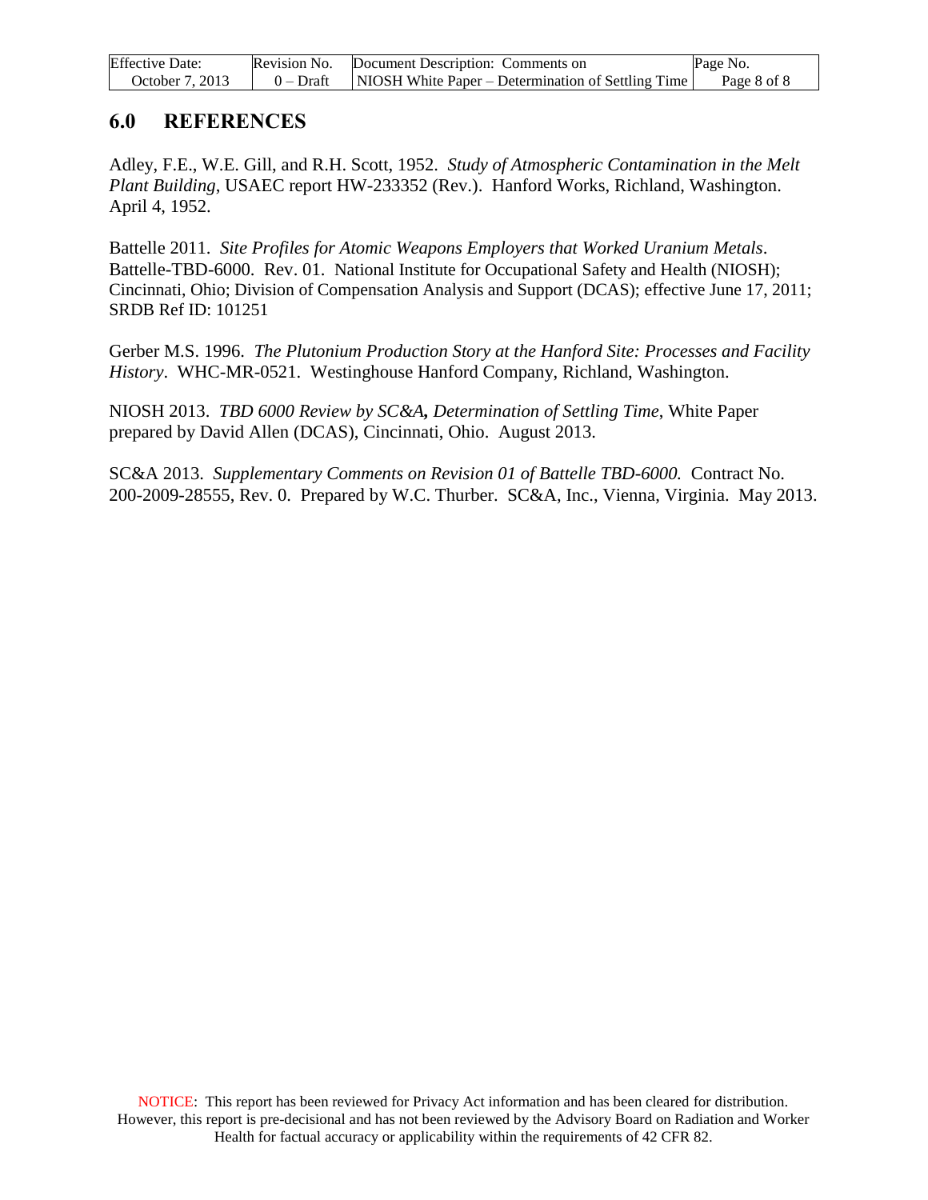## 6.0 REFERENCES

Adley, F.E., W.E. Gill, and R.H. Scott, 1952. *Study of Atmospheric Contamination in the Melt Plant Building*, USAEC report HW-233352 (Rev.). Hanford Works, Richland, Washington. April 4, 1952.

Battelle 2011. *Site Profiles for Atomic Weapons Employers that Worked Uranium Metals*. Battelle-TBD-6000. Rev. 01. National Institute for Occupational Safety and Health (NIOSH); Cincinnati, Ohio; Division of Compensation Analysis and Support (DCAS); effective June 17, 2011; SRDB Ref ID: 101251

Gerber M.S. 1996. *The Plutonium Production Story at the Hanford Site: Processes and Facility History*. WHC-MR-0521. Westinghouse Hanford Company, Richland, Washington.

NIOSH 2013. *TBD 6000 Review by SC&A, Determination of Settling Time*, White Paper prepared by David Allen (DCAS), Cincinnati, Ohio. August 2013.

SC&A 2013. *Supplementary Comments on Revision 01 of Battelle TBD-6000.* Contract No. 200-2009-28555, Rev. 0. Prepared by W.C. Thurber. SC&A, Inc., Vienna, Virginia. May 2013.

NOTICE: This report has been reviewed for Privacy Act information and has been cleared for distribution. However, this report is pre-decisional and has not been reviewed by the Advisory Board on Radiation and Worker Health for factual accuracy or applicability within the requirements of 42 CFR 82.